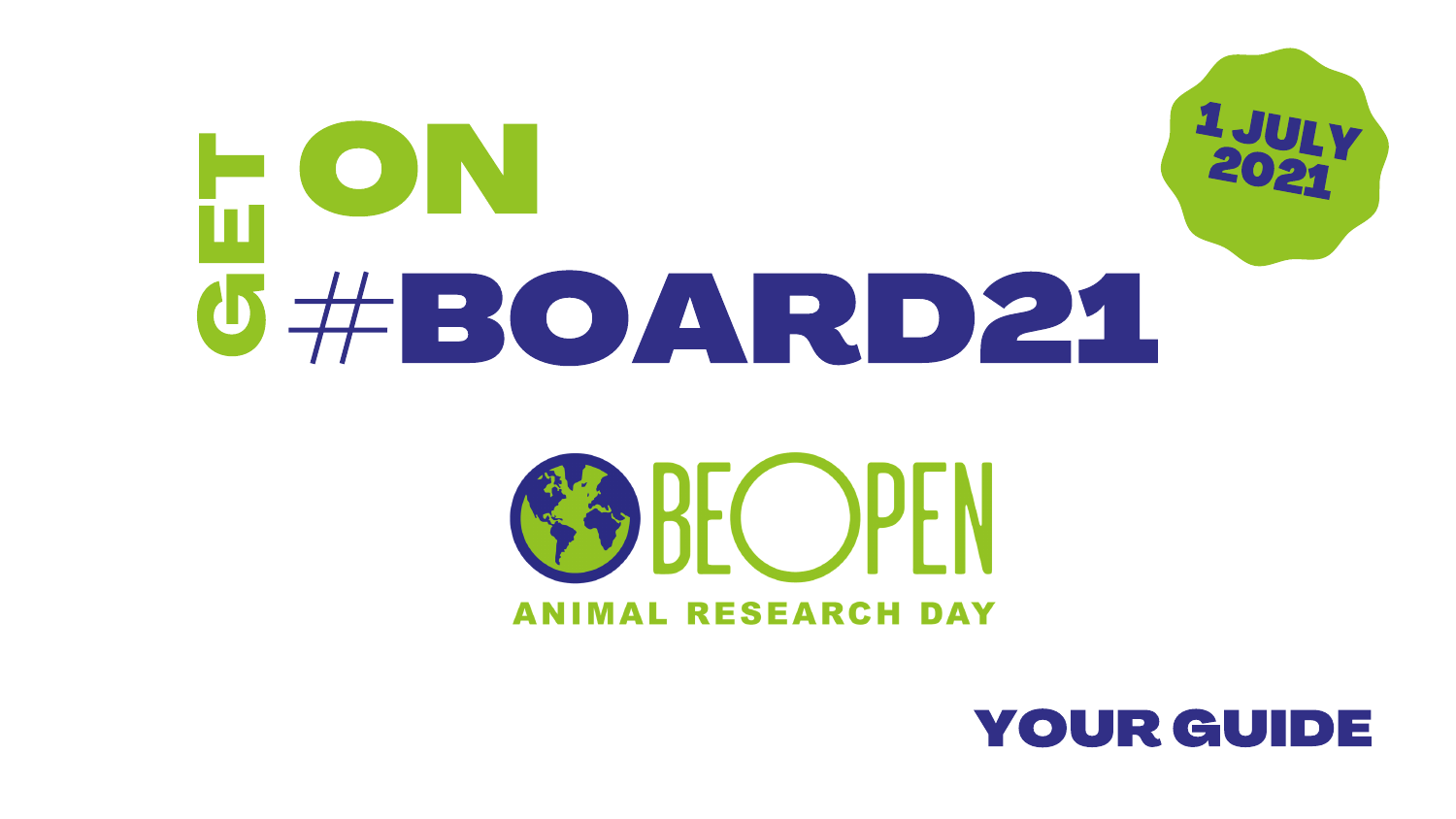# GET ON #BOARD21

1 JULY 2021

BE OPEN

ANIMAL RESEARCH DAY

## YOUR GUIDE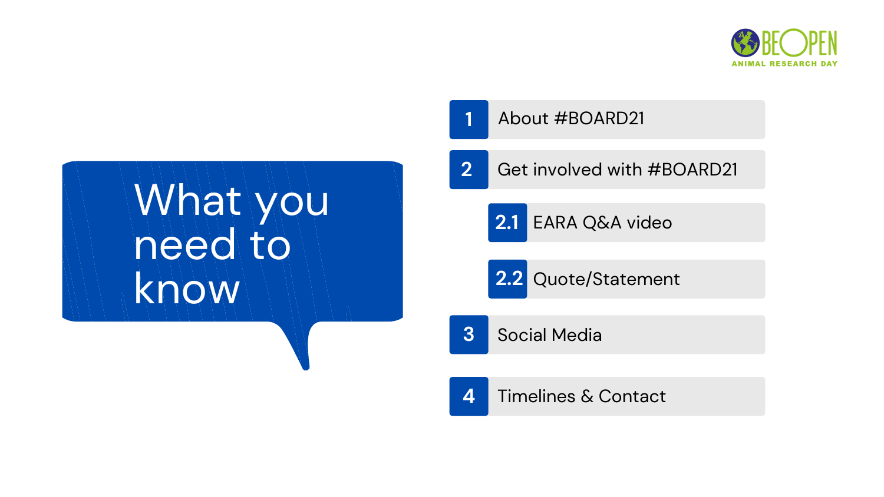# What you need to know

1. About #BOARD21
2. Get involved with #BOARD21
   - 2.1 EARA Q&A video
   - 2.2 Quote/Statement
3. Social Media
4. Timelines & Contact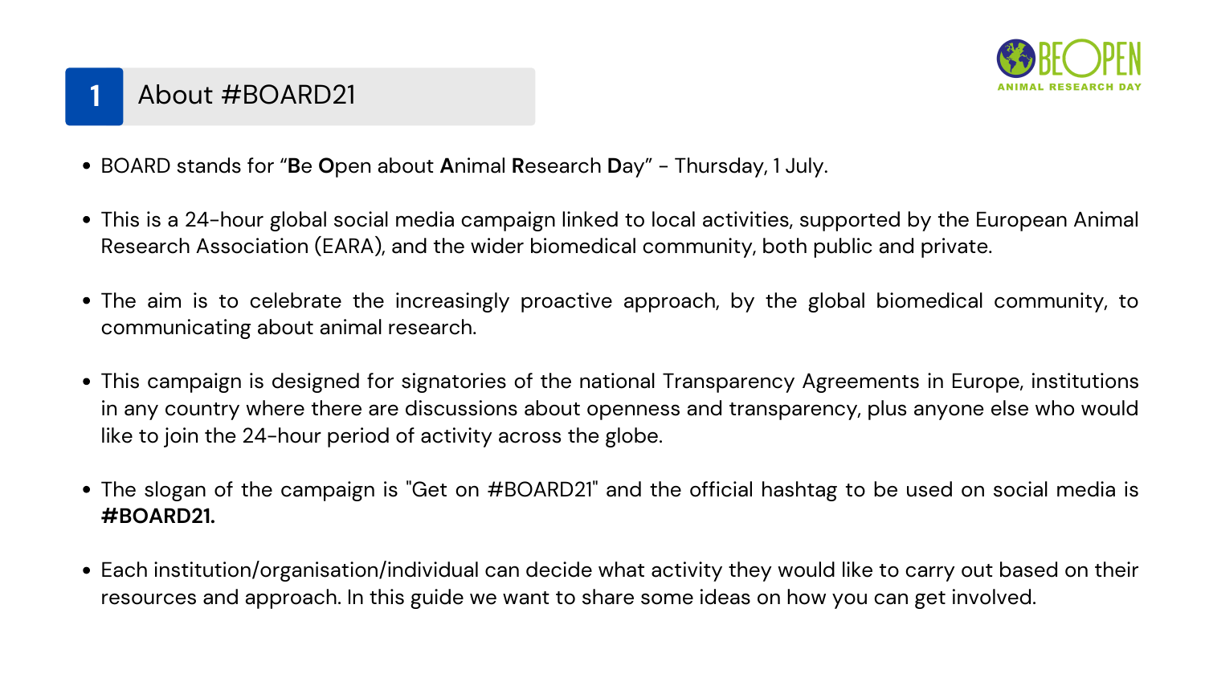## 1 About #BOARD21

- BOARD stands for "**B**e **O**pen about **A**nimal **R**esearch **D**ay" - Thursday, 1 July.
- This is a 24-hour global social media campaign linked to local activities, supported by the European Animal Research Association (EARA), and the wider biomedical community, both public and private.
- The aim is to celebrate the increasingly proactive approach, by the global biomedical community, to communicating about animal research.
- This campaign is designed for signatories of the national Transparency Agreements in Europe, institutions in any country where there are discussions about openness and transparency, plus anyone else who would like to join the 24-hour period of activity across the globe.
- The slogan of the campaign is "Get on #BOARD21" and the official hashtag to be used on social media is **#BOARD21.**
- Each institution/organisation/individual can decide what activity they would like to carry out based on their resources and approach. In this guide we want to share some ideas on how you can get involved.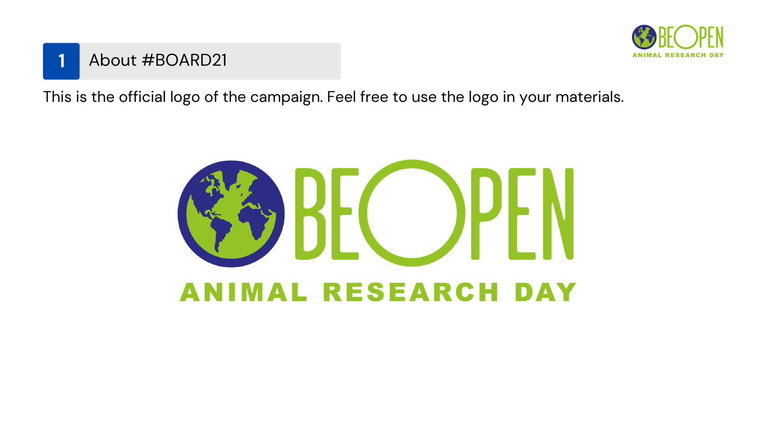## 1 About #BOARD21

This is the official logo of the campaign. Feel free to use the logo in your materials.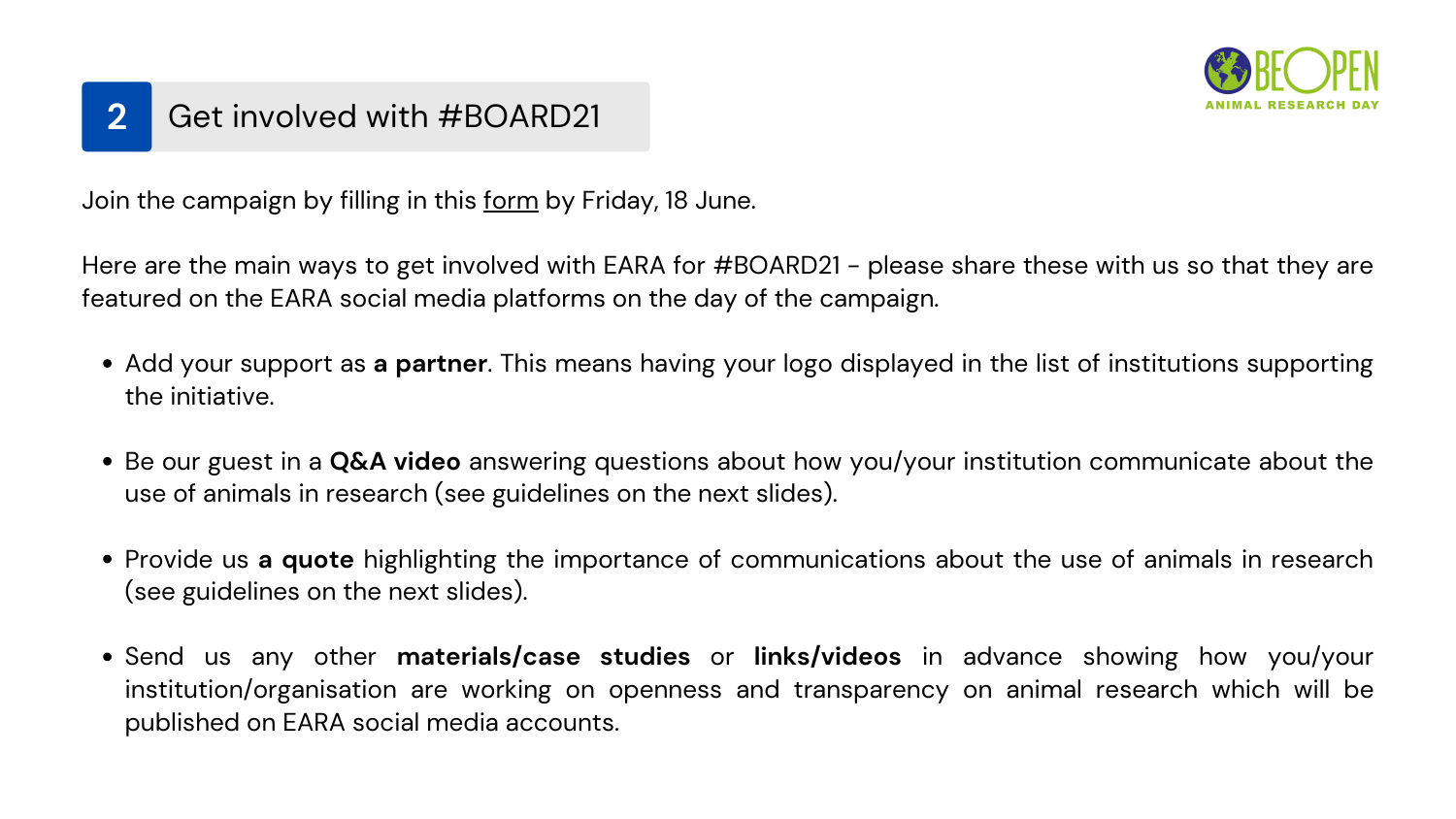## 2 Get involved with #BOARD21

Join the campaign by filling in this form by Friday, 18 June.

Here are the main ways to get involved with EARA for #BOARD21 - please share these with us so that they are featured on the EARA social media platforms on the day of the campaign.

- Add your support as **a partner**. This means having your logo displayed in the list of institutions supporting the initiative.
- Be our guest in a **Q&A video** answering questions about how you/your institution communicate about the use of animals in research (see guidelines on the next slides).
- Provide us **a quote** highlighting the importance of communications about the use of animals in research (see guidelines on the next slides).
- Send us any other **materials/case studies** or **links/videos** in advance showing how you/your institution/organisation are working on openness and transparency on animal research which will be published on EARA social media accounts.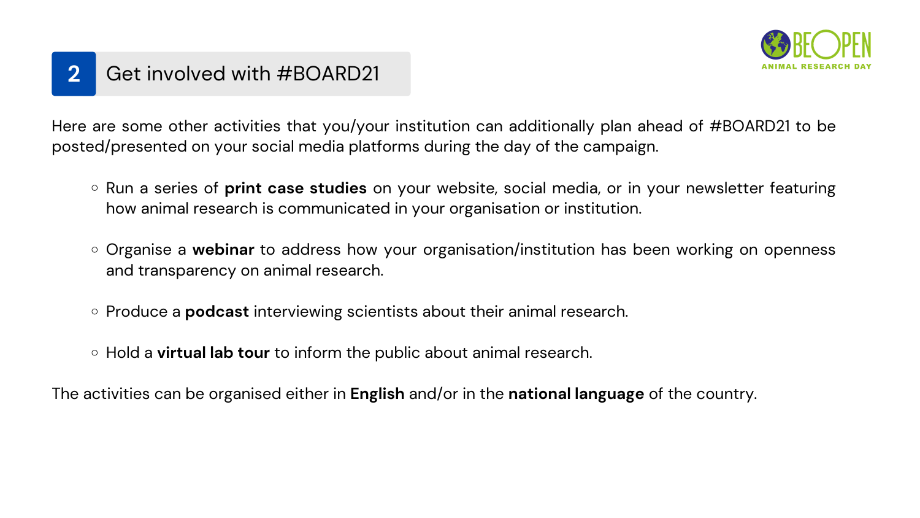## 2 Get involved with #BOARD21

Here are some other activities that you/your institution can additionally plan ahead of #BOARD21 to be posted/presented on your social media platforms during the day of the campaign.

- Run a series of **print case studies** on your website, social media, or in your newsletter featuring how animal research is communicated in your organisation or institution.
- Organise a **webinar** to address how your organisation/institution has been working on openness and transparency on animal research.
- Produce a **podcast** interviewing scientists about their animal research.
- Hold a **virtual lab tour** to inform the public about animal research.

The activities can be organised either in **English** and/or in the **national language** of the country.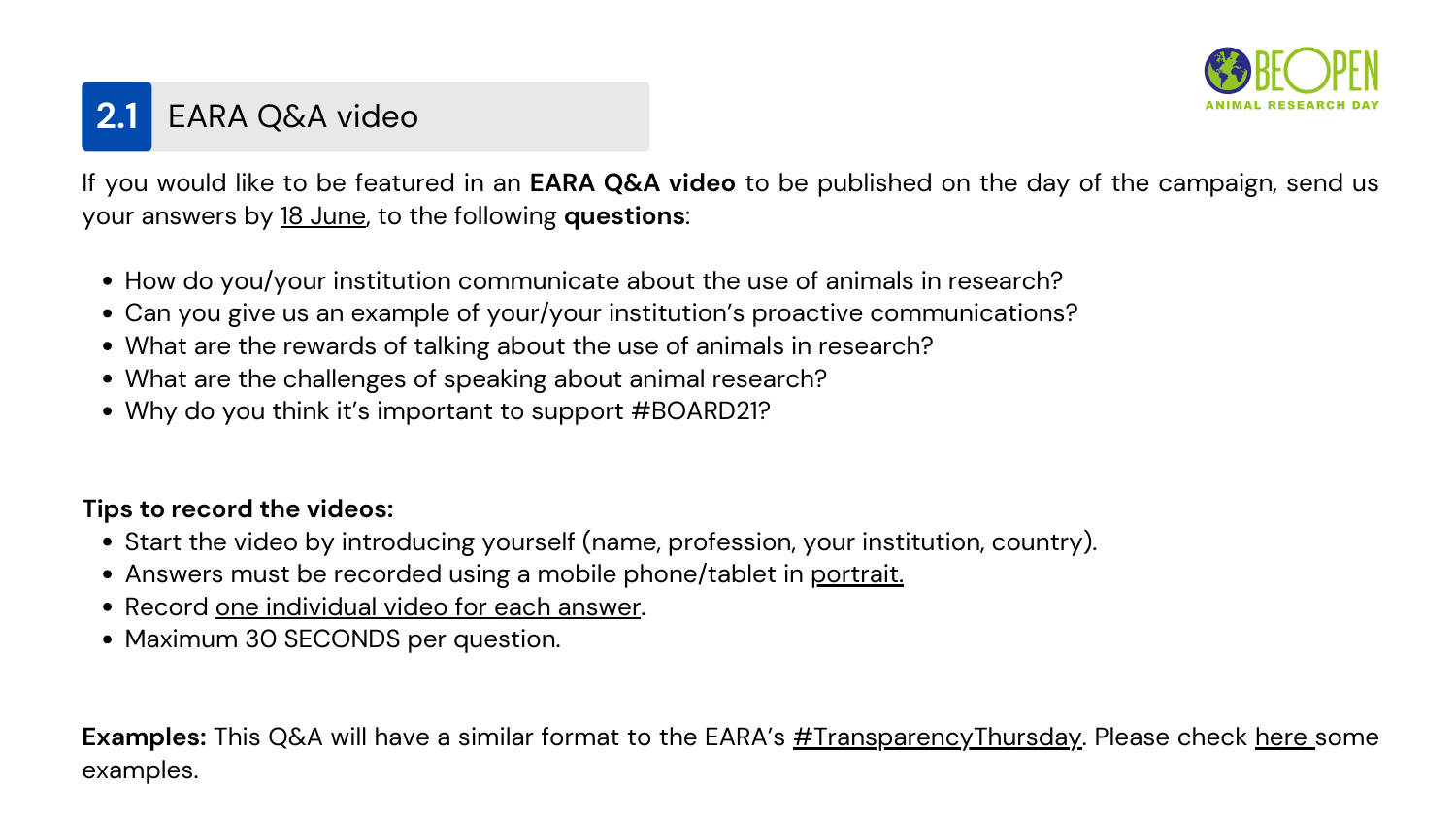## 2.1 EARA Q&A video

If you would like to be featured in an **EARA Q&A video** to be published on the day of the campaign, send us your answers by 18 June, to the following **questions**:

- How do you/your institution communicate about the use of animals in research?
- Can you give us an example of your/your institution's proactive communications?
- What are the rewards of talking about the use of animals in research?
- What are the challenges of speaking about animal research?
- Why do you think it's important to support #BOARD21?

**Tips to record the videos:**

- Start the video by introducing yourself (name, profession, your institution, country).
- Answers must be recorded using a mobile phone/tablet in portrait.
- Record one individual video for each answer.
- Maximum 30 SECONDS per question.

**Examples:** This Q&A will have a similar format to the EARA's #TransparencyThursday. Please check here some examples.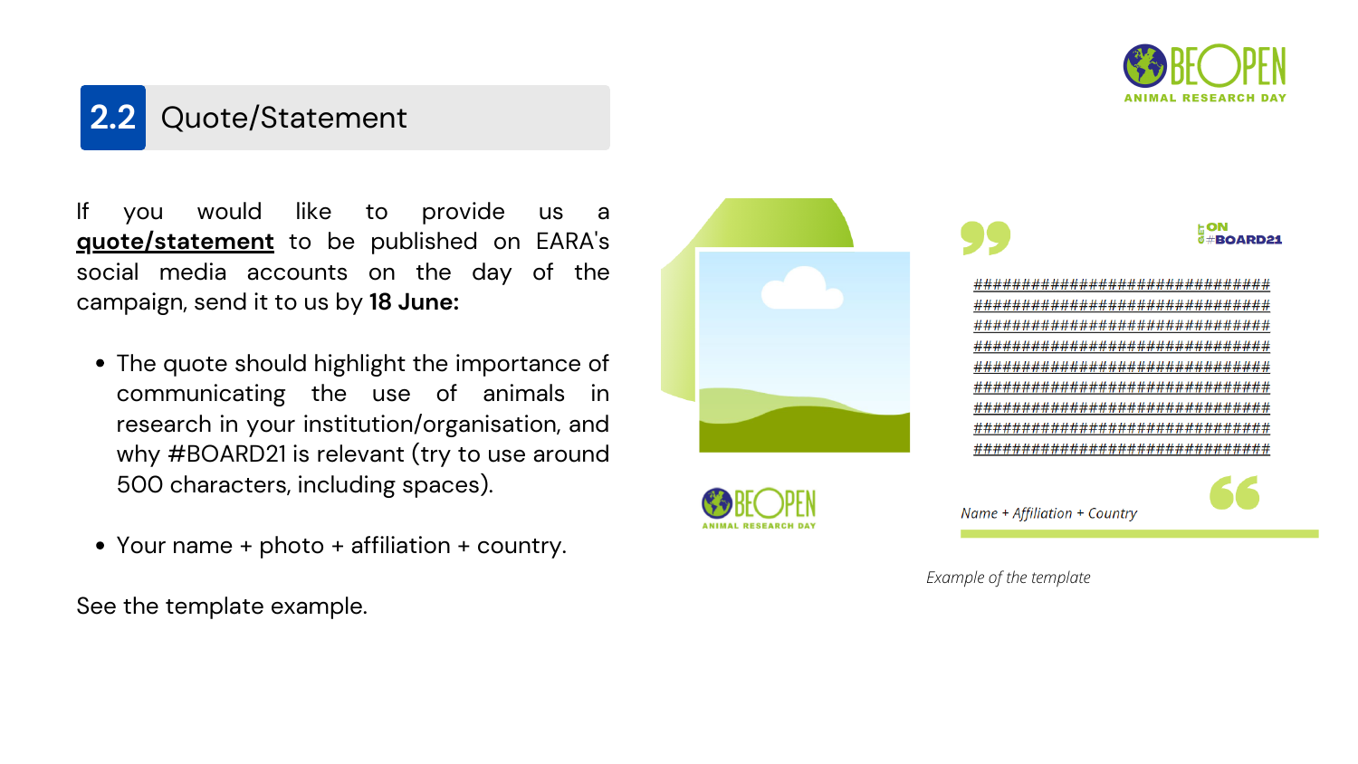## 2.2 Quote/Statement

If you would like to provide us a **quote/statement** to be published on EARA's social media accounts on the day of the campaign, send it to us by **18 June:**

- The quote should highlight the importance of communicating the use of animals in research in your institution/organisation, and why #BOARD21 is relevant (try to use around 500 characters, including spaces).
- Your name + photo + affiliation + country.

See the template example.

*Example of the template*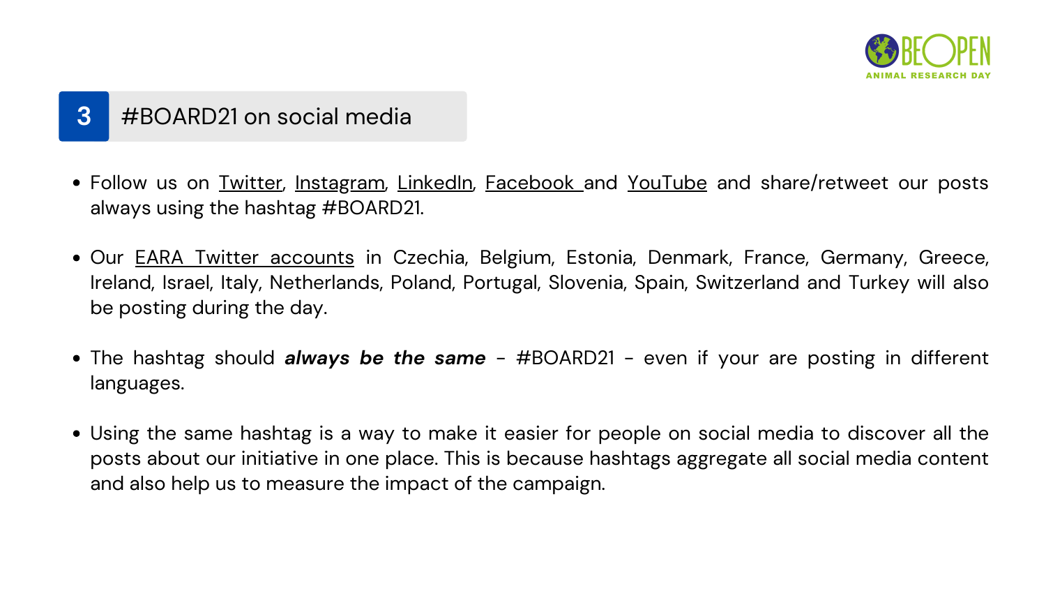## 3 #BOARD21 on social media

- Follow us on Twitter, Instagram, LinkedIn, Facebook and YouTube and share/retweet our posts always using the hashtag #BOARD21.
- Our EARA Twitter accounts in Czechia, Belgium, Estonia, Denmark, France, Germany, Greece, Ireland, Israel, Italy, Netherlands, Poland, Portugal, Slovenia, Spain, Switzerland and Turkey will also be posting during the day.
- The hashtag should ***always be the same*** - #BOARD21 - even if your are posting in different languages.
- Using the same hashtag is a way to make it easier for people on social media to discover all the posts about our initiative in one place. This is because hashtags aggregate all social media content and also help us to measure the impact of the campaign.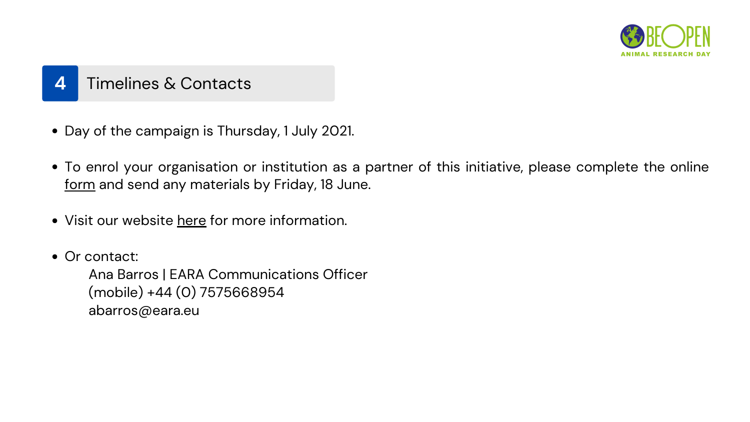## 4 Timelines & Contacts

- Day of the campaign is Thursday, 1 July 2021.
- To enrol your organisation or institution as a partner of this initiative, please complete the online form and send any materials by Friday, 18 June.
- Visit our website here for more information.
- Or contact:

  Ana Barros | EARA Communications Officer
  (mobile) +44 (0) 7575668954
  abarros@eara.eu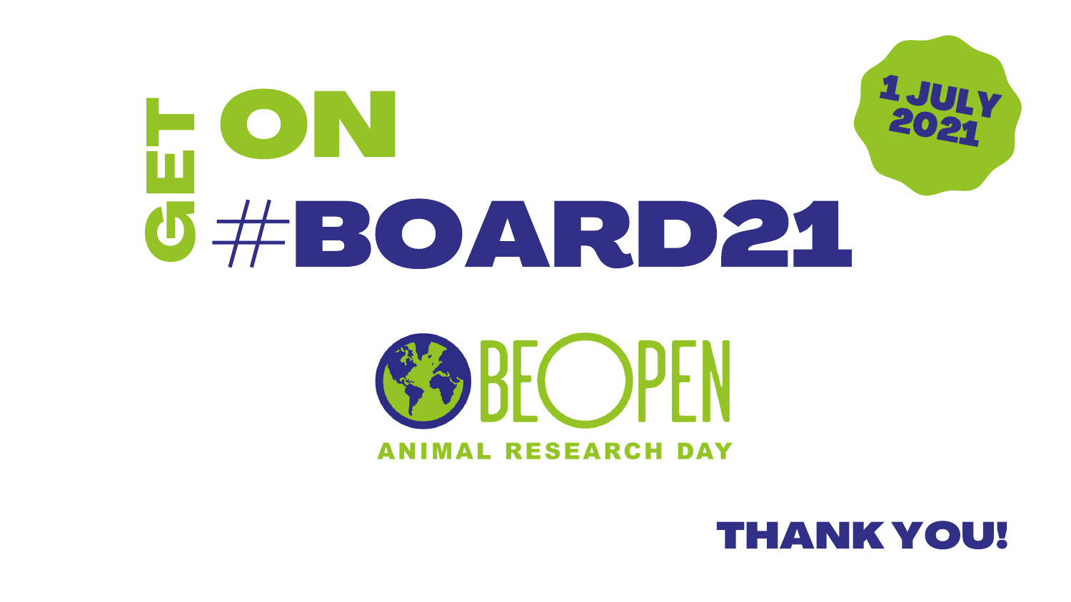# GET ON #BOARD21

1 JULY 2021

BE OPEN

ANIMAL RESEARCH DAY

THANK YOU!